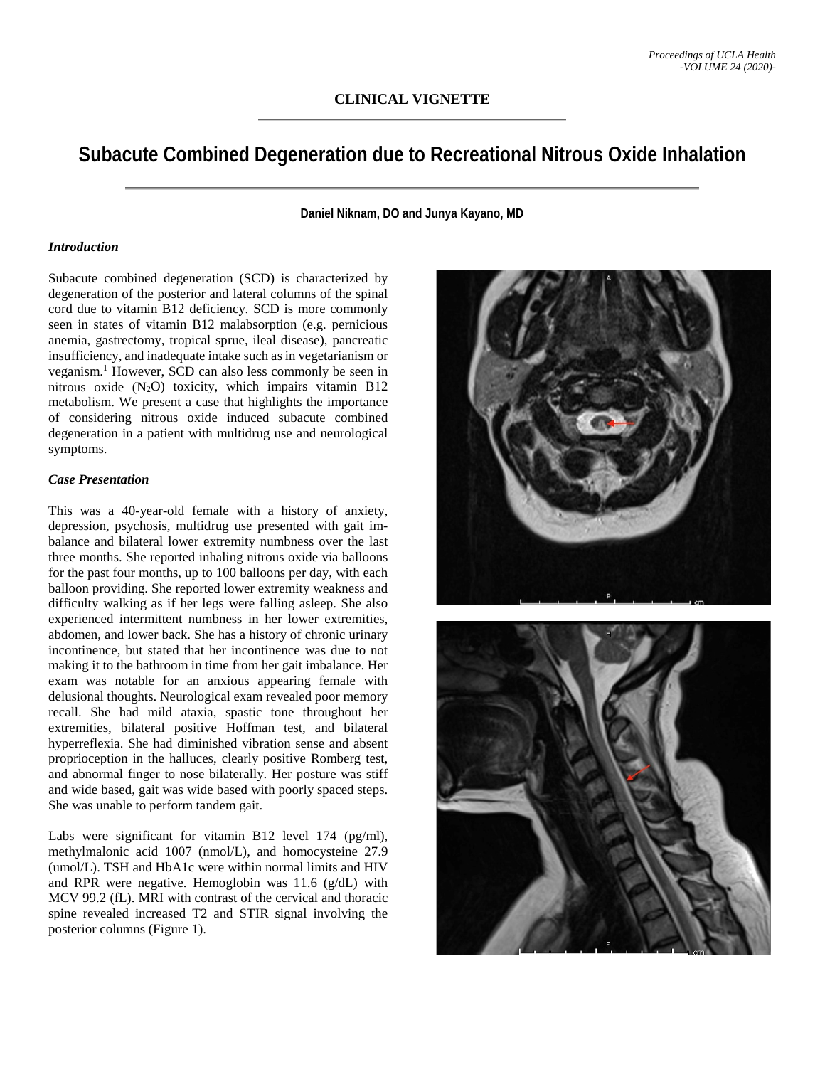**CLINICAL VIGNETTE**

# Subacute Combined Degeneration due to Recreational Nitrous Oxide Inhalation

**Daniel Niknam, DO and Junya Kayano, MD**

### *Introduction*

Subacute combined degeneration (SCD) is characterized by degeneration of the posterior and lateral columns of the spinal cord due to vitamin B12 deficiency. SCD is more commonly seen in states of vitamin B12 malabsorption (e.g. pernicious anemia, gastrectomy, tropical sprue, ileal disease), pancreatic insufficiency, and inadequate intake such as in vegetarianism or veganism.[1] However, SCD can also less commonly be seen in nitrous oxide ($N_2O$) toxicity, which impairs vitamin B12 metabolism. We present a case that highlights the importance of considering nitrous oxide induced subacute combined degeneration in a patient with multidrug use and neurological symptoms.

### *Case Presentation*

This was a 40-year-old female with a history of anxiety, depression, psychosis, multidrug use presented with gait imbalance and bilateral lower extremity numbness over the last three months. She reported inhaling nitrous oxide via balloons for the past four months, up to 100 balloons per day, with each balloon providing. She reported lower extremity weakness and difficulty walking as if her legs were falling asleep. She also experienced intermittent numbness in her lower extremities, abdomen, and lower back. She has a history of chronic urinary incontinence, but stated that her incontinence was due to not making it to the bathroom in time from her gait imbalance. Her exam was notable for an anxious appearing female with delusional thoughts. Neurological exam revealed poor memory recall. She had mild ataxia, spastic tone throughout her extremities, bilateral positive Hoffman test, and bilateral hyperreflexia. She had diminished vibration sense and absent proprioception in the halluces, clearly positive Romberg test, and abnormal finger to nose bilaterally. Her posture was stiff and wide based, gait was wide based with poorly spaced steps. She was unable to perform tandem gait.

Labs were significant for vitamin B12 level 174 (pg/ml), methylmalonic acid 1007 (nmol/L), and homocysteine 27.9 (umol/L). TSH and HbA1c were within normal limits and HIV and RPR were negative. Hemoglobin was 11.6 (g/dL) with MCV 99.2 (fL). MRI with contrast of the cervical and thoracic spine revealed increased T2 and STIR signal involving the posterior columns (Figure 1).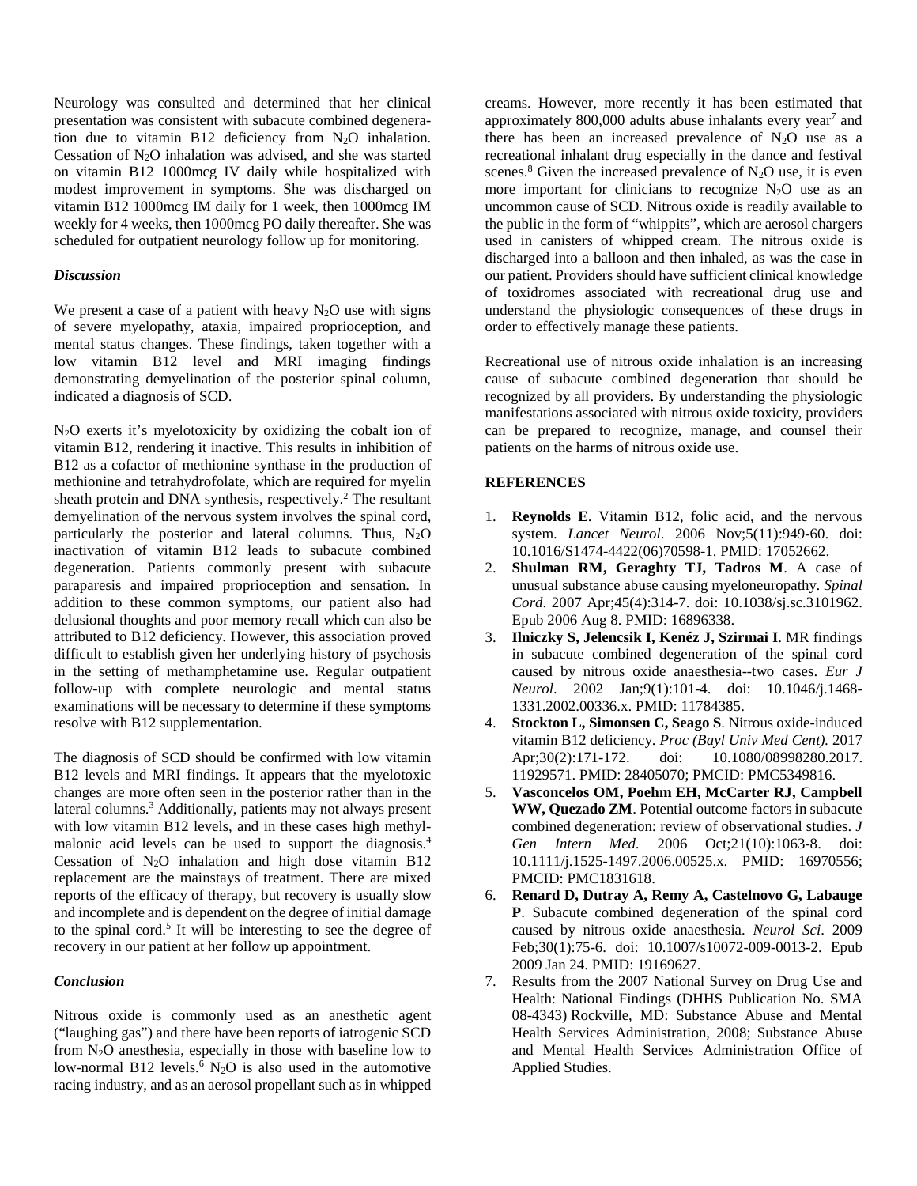Neurology was consulted and determined that her clinical presentation was consistent with subacute combined degeneration due to vitamin B12 deficiency from $N_2O$ inhalation. Cessation of $N_2O$ inhalation was advised, and she was started on vitamin B12 1000mcg IV daily while hospitalized with modest improvement in symptoms. She was discharged on vitamin B12 1000mcg IM daily for 1 week, then 1000mcg IM weekly for 4 weeks, then 1000mcg PO daily thereafter. She was scheduled for outpatient neurology follow up for monitoring.

### *Discussion*

We present a case of a patient with heavy $N_2O$ use with signs of severe myelopathy, ataxia, impaired proprioception, and mental status changes. These findings, taken together with a low vitamin B12 level and MRI imaging findings demonstrating demyelination of the posterior spinal column, indicated a diagnosis of SCD.

$N_2O$ exerts it's myelotoxicity by oxidizing the cobalt ion of vitamin B12, rendering it inactive. This results in inhibition of B12 as a cofactor of methionine synthase in the production of methionine and tetrahydrofolate, which are required for myelin sheath protein and DNA synthesis, respectively.[2] The resultant demyelination of the nervous system involves the spinal cord, particularly the posterior and lateral columns. Thus, $N_2O$ inactivation of vitamin B12 leads to subacute combined degeneration. Patients commonly present with subacute paraparesis and impaired proprioception and sensation. In addition to these common symptoms, our patient also had delusional thoughts and poor memory recall which can also be attributed to B12 deficiency. However, this association proved difficult to establish given her underlying history of psychosis in the setting of methamphetamine use. Regular outpatient follow-up with complete neurologic and mental status examinations will be necessary to determine if these symptoms resolve with B12 supplementation.

The diagnosis of SCD should be confirmed with low vitamin B12 levels and MRI findings. It appears that the myelotoxic changes are more often seen in the posterior rather than in the lateral columns.[3] Additionally, patients may not always present with low vitamin B12 levels, and in these cases high methylmalonic acid levels can be used to support the diagnosis.[4] Cessation of $N_2O$ inhalation and high dose vitamin B12 replacement are the mainstays of treatment. There are mixed reports of the efficacy of therapy, but recovery is usually slow and incomplete and is dependent on the degree of initial damage to the spinal cord.[5] It will be interesting to see the degree of recovery in our patient at her follow up appointment.

### *Conclusion*

Nitrous oxide is commonly used as an anesthetic agent ("laughing gas") and there have been reports of iatrogenic SCD from $N_2O$ anesthesia, especially in those with baseline low to low-normal B12 levels.[6] $N_2O$ is also used in the automotive racing industry, and as an aerosol propellant such as in whipped creams. However, more recently it has been estimated that approximately 800,000 adults abuse inhalants every year[7] and there has been an increased prevalence of $N_2O$ use as a recreational inhalant drug especially in the dance and festival scenes.[8] Given the increased prevalence of $N_2O$ use, it is even more important for clinicians to recognize $N_2O$ use as an uncommon cause of SCD. Nitrous oxide is readily available to the public in the form of "whippits", which are aerosol chargers used in canisters of whipped cream. The nitrous oxide is discharged into a balloon and then inhaled, as was the case in our patient. Providers should have sufficient clinical knowledge of toxidromes associated with recreational drug use and understand the physiologic consequences of these drugs in order to effectively manage these patients.

Recreational use of nitrous oxide inhalation is an increasing cause of subacute combined degeneration that should be recognized by all providers. By understanding the physiologic manifestations associated with nitrous oxide toxicity, providers can be prepared to recognize, manage, and counsel their patients on the harms of nitrous oxide use.

### REFERENCES

1. **Reynolds E**. Vitamin B12, folic acid, and the nervous system. *Lancet Neurol*. 2006 Nov;5(11):949-60. doi: 10.1016/S1474-4422(06)70598-1. PMID: 17052662.
2. **Shulman RM, Geraghty TJ, Tadros M**. A case of unusual substance abuse causing myeloneuropathy. *Spinal Cord*. 2007 Apr;45(4):314-7. doi: 10.1038/sj.sc.3101962. Epub 2006 Aug 8. PMID: 16896338.
3. **Ilniczky S, Jelencsik I, Kenéz J, Szirmai I**. MR findings in subacute combined degeneration of the spinal cord caused by nitrous oxide anaesthesia--two cases. *Eur J Neurol*. 2002 Jan;9(1):101-4. doi: 10.1046/j.1468-1331.2002.00336.x. PMID: 11784385.
4. **Stockton L, Simonsen C, Seago S**. Nitrous oxide-induced vitamin B12 deficiency. *Proc (Bayl Univ Med Cent).* 2017 Apr;30(2):171-172. doi: 10.1080/08998280.2017.11929571. PMID: 28405070; PMCID: PMC5349816.
5. **Vasconcelos OM, Poehm EH, McCarter RJ, Campbell WW, Quezado ZM**. Potential outcome factors in subacute combined degeneration: review of observational studies. *J Gen Intern Med*. 2006 Oct;21(10):1063-8. doi: 10.1111/j.1525-1497.2006.00525.x. PMID: 16970556; PMCID: PMC1831618.
6. **Renard D, Dutray A, Remy A, Castelnovo G, Labauge P**. Subacute combined degeneration of the spinal cord caused by nitrous oxide anaesthesia. *Neurol Sci*. 2009 Feb;30(1):75-6. doi: 10.1007/s10072-009-0013-2. Epub 2009 Jan 24. PMID: 19169627.
7. Results from the 2007 National Survey on Drug Use and Health: National Findings (DHHS Publication No. SMA 08-4343) Rockville, MD: Substance Abuse and Mental Health Services Administration, 2008; Substance Abuse and Mental Health Services Administration Office of Applied Studies.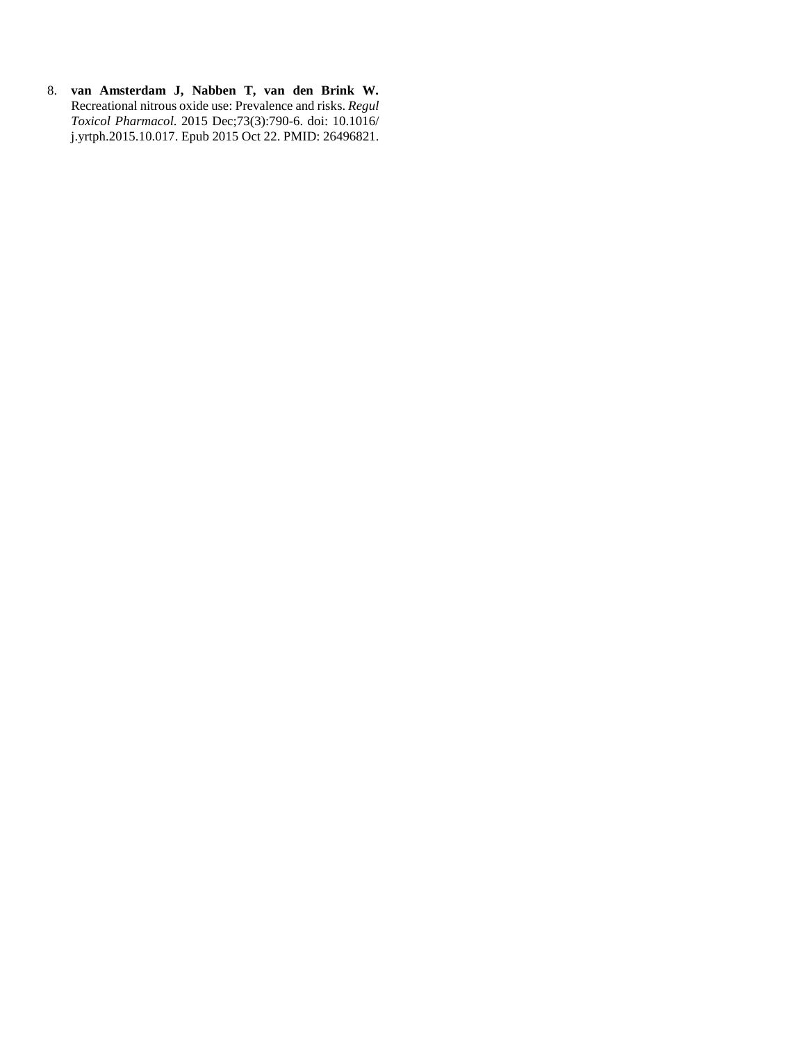8. **van Amsterdam J, Nabben T, van den Brink W.** Recreational nitrous oxide use: Prevalence and risks. *Regul Toxicol Pharmacol.* 2015 Dec;73(3):790-6. doi: 10.1016/j.yrtph.2015.10.017. Epub 2015 Oct 22. PMID: 26496821.